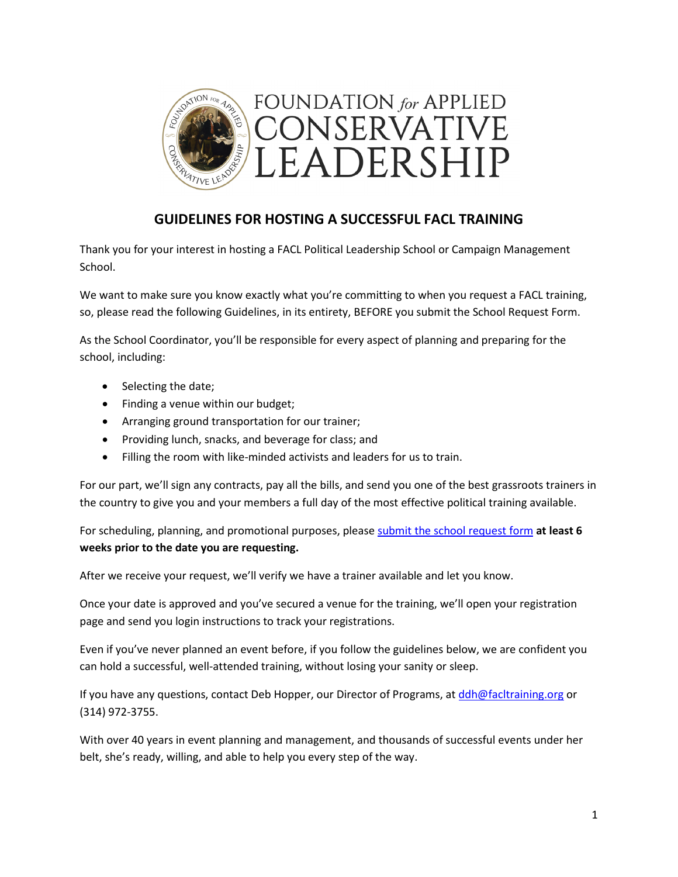FOUNDATION *for* APPLIED CONSERVATIVE LEADERSHIP

# GUIDELINES FOR HOSTING A SUCCESSFUL FACL TRAINING

Thank you for your interest in hosting a FACL Political Leadership School or Campaign Management School.

We want to make sure you know exactly what you're committing to when you request a FACL training, so, please read the following Guidelines, in its entirety, BEFORE you submit the School Request Form.

As the School Coordinator, you'll be responsible for every aspect of planning and preparing for the school, including:

- Selecting the date;
- Finding a venue within our budget;
- Arranging ground transportation for our trainer;
- Providing lunch, snacks, and beverage for class; and
- Filling the room with like-minded activists and leaders for us to train.

For our part, we'll sign any contracts, pay all the bills, and send you one of the best grassroots trainers in the country to give you and your members a full day of the most effective political training available.

For scheduling, planning, and promotional purposes, please [submit the school request form]() **at least 6 weeks prior to the date you are requesting.**

After we receive your request, we'll verify we have a trainer available and let you know.

Once your date is approved and you've secured a venue for the training, we'll open your registration page and send you login instructions to track your registrations.

Even if you've never planned an event before, if you follow the guidelines below, we are confident you can hold a successful, well-attended training, without losing your sanity or sleep.

If you have any questions, contact Deb Hopper, our Director of Programs, at [ddh@facltraining.org](mailto:ddh@facltraining.org) or (314) 972-3755.

With over 40 years in event planning and management, and thousands of successful events under her belt, she's ready, willing, and able to help you every step of the way.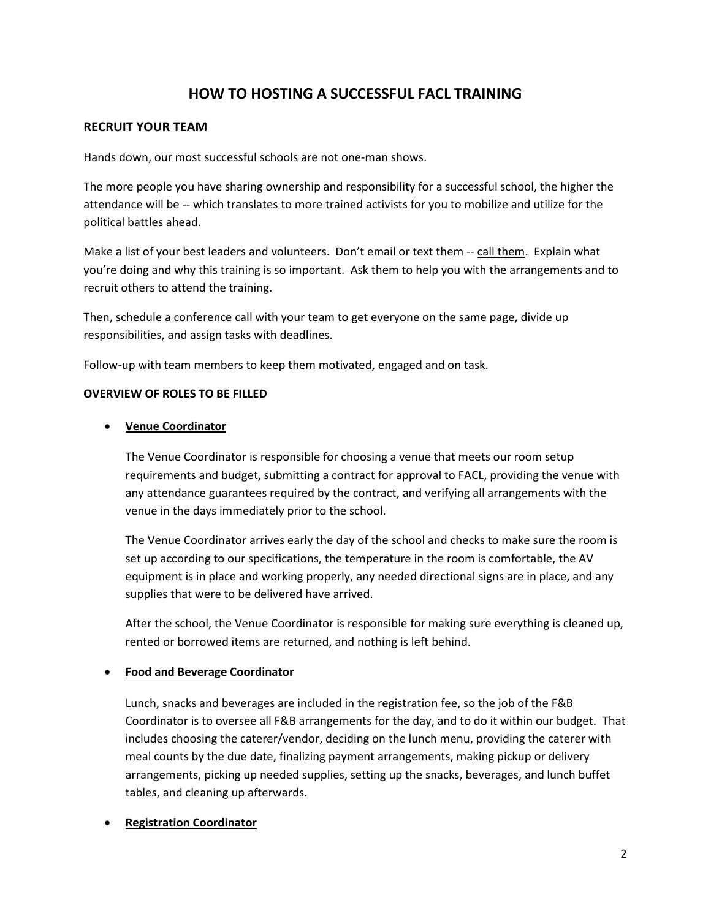# HOW TO HOSTING A SUCCESSFUL FACL TRAINING

## RECRUIT YOUR TEAM

Hands down, our most successful schools are not one-man shows.

The more people you have sharing ownership and responsibility for a successful school, the higher the attendance will be -- which translates to more trained activists for you to mobilize and utilize for the political battles ahead.

Make a list of your best leaders and volunteers. Don't email or text them -- <u>call them</u>. Explain what you're doing and why this training is so important. Ask them to help you with the arrangements and to recruit others to attend the training.

Then, schedule a conference call with your team to get everyone on the same page, divide up responsibilities, and assign tasks with deadlines.

Follow-up with team members to keep them motivated, engaged and on task.

### OVERVIEW OF ROLES TO BE FILLED

- **<u>Venue Coordinator</u>**

  The Venue Coordinator is responsible for choosing a venue that meets our room setup requirements and budget, submitting a contract for approval to FACL, providing the venue with any attendance guarantees required by the contract, and verifying all arrangements with the venue in the days immediately prior to the school.

  The Venue Coordinator arrives early the day of the school and checks to make sure the room is set up according to our specifications, the temperature in the room is comfortable, the AV equipment is in place and working properly, any needed directional signs are in place, and any supplies that were to be delivered have arrived.

  After the school, the Venue Coordinator is responsible for making sure everything is cleaned up, rented or borrowed items are returned, and nothing is left behind.

- **<u>Food and Beverage Coordinator</u>**

  Lunch, snacks and beverages are included in the registration fee, so the job of the F&B Coordinator is to oversee all F&B arrangements for the day, and to do it within our budget. That includes choosing the caterer/vendor, deciding on the lunch menu, providing the caterer with meal counts by the due date, finalizing payment arrangements, making pickup or delivery arrangements, picking up needed supplies, setting up the snacks, beverages, and lunch buffet tables, and cleaning up afterwards.

- **<u>Registration Coordinator</u>**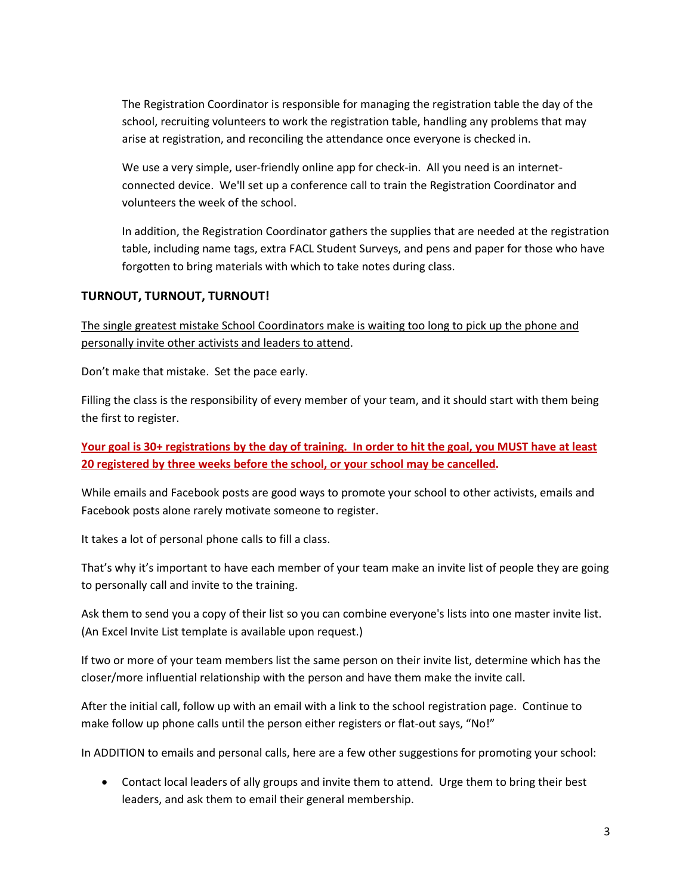The Registration Coordinator is responsible for managing the registration table the day of the school, recruiting volunteers to work the registration table, handling any problems that may arise at registration, and reconciling the attendance once everyone is checked in.

We use a very simple, user-friendly online app for check-in. All you need is an internet-connected device. We'll set up a conference call to train the Registration Coordinator and volunteers the week of the school.

In addition, the Registration Coordinator gathers the supplies that are needed at the registration table, including name tags, extra FACL Student Surveys, and pens and paper for those who have forgotten to bring materials with which to take notes during class.

## TURNOUT, TURNOUT, TURNOUT!

<u>The single greatest mistake School Coordinators make is waiting too long to pick up the phone and personally invite other activists and leaders to attend</u>.

Don't make that mistake. Set the pace early.

Filling the class is the responsibility of every member of your team, and it should start with them being the first to register.

**<u>Your goal is 30+ registrations by the day of training. In order to hit the goal, you MUST have at least 20 registered by three weeks before the school, or your school may be cancelled</u>.**

While emails and Facebook posts are good ways to promote your school to other activists, emails and Facebook posts alone rarely motivate someone to register.

It takes a lot of personal phone calls to fill a class.

That's why it's important to have each member of your team make an invite list of people they are going to personally call and invite to the training.

Ask them to send you a copy of their list so you can combine everyone's lists into one master invite list. (An Excel Invite List template is available upon request.)

If two or more of your team members list the same person on their invite list, determine which has the closer/more influential relationship with the person and have them make the invite call.

After the initial call, follow up with an email with a link to the school registration page. Continue to make follow up phone calls until the person either registers or flat-out says, "No!"

In ADDITION to emails and personal calls, here are a few other suggestions for promoting your school:

- Contact local leaders of ally groups and invite them to attend. Urge them to bring their best leaders, and ask them to email their general membership.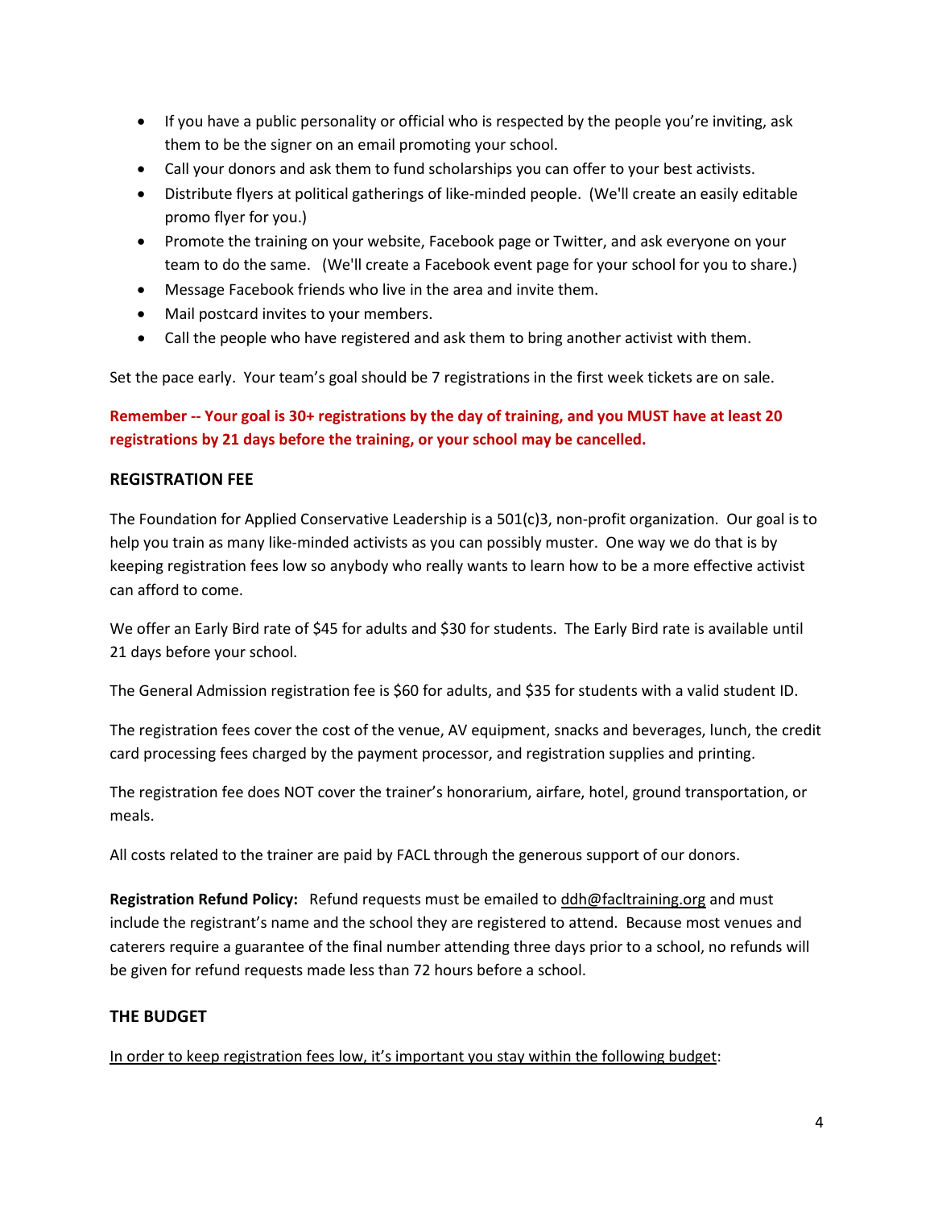- If you have a public personality or official who is respected by the people you're inviting, ask them to be the signer on an email promoting your school.
- Call your donors and ask them to fund scholarships you can offer to your best activists.
- Distribute flyers at political gatherings of like-minded people. (We'll create an easily editable promo flyer for you.)
- Promote the training on your website, Facebook page or Twitter, and ask everyone on your team to do the same. (We'll create a Facebook event page for your school for you to share.)
- Message Facebook friends who live in the area and invite them.
- Mail postcard invites to your members.
- Call the people who have registered and ask them to bring another activist with them.

Set the pace early. Your team's goal should be 7 registrations in the first week tickets are on sale.

**Remember -- Your goal is 30+ registrations by the day of training, and you MUST have at least 20 registrations by 21 days before the training, or your school may be cancelled.**

## REGISTRATION FEE

The Foundation for Applied Conservative Leadership is a 501(c)3, non-profit organization. Our goal is to help you train as many like-minded activists as you can possibly muster. One way we do that is by keeping registration fees low so anybody who really wants to learn how to be a more effective activist can afford to come.

We offer an Early Bird rate of $45 for adults and $30 for students. The Early Bird rate is available until 21 days before your school.

The General Admission registration fee is $60 for adults, and $35 for students with a valid student ID.

The registration fees cover the cost of the venue, AV equipment, snacks and beverages, lunch, the credit card processing fees charged by the payment processor, and registration supplies and printing.

The registration fee does NOT cover the trainer's honorarium, airfare, hotel, ground transportation, or meals.

All costs related to the trainer are paid by FACL through the generous support of our donors.

**Registration Refund Policy:** Refund requests must be emailed to ddh@facltraining.org and must include the registrant's name and the school they are registered to attend. Because most venues and caterers require a guarantee of the final number attending three days prior to a school, no refunds will be given for refund requests made less than 72 hours before a school.

## THE BUDGET

In order to keep registration fees low, it's important you stay within the following budget: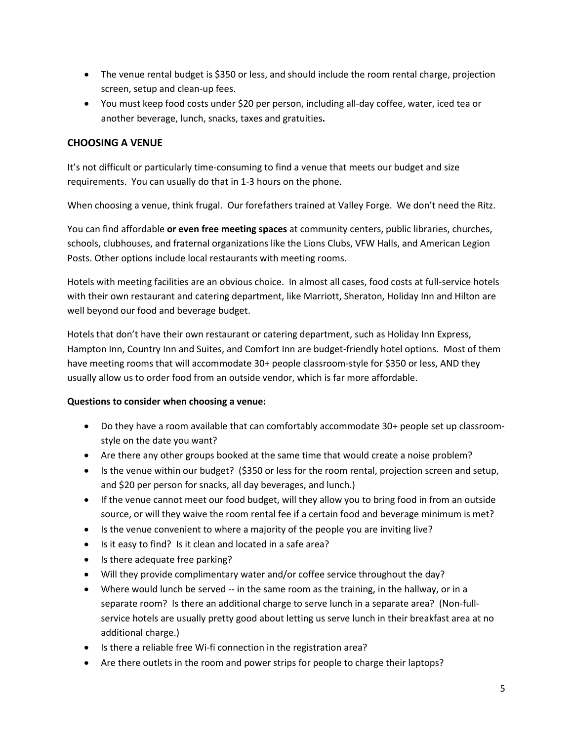- The venue rental budget is $350 or less, and should include the room rental charge, projection screen, setup and clean-up fees.
- You must keep food costs under $20 per person, including all-day coffee, water, iced tea or another beverage, lunch, snacks, taxes and gratuities**.**

## CHOOSING A VENUE

It's not difficult or particularly time-consuming to find a venue that meets our budget and size requirements. You can usually do that in 1-3 hours on the phone.

When choosing a venue, think frugal. Our forefathers trained at Valley Forge. We don't need the Ritz.

You can find affordable **or even free meeting spaces** at community centers, public libraries, churches, schools, clubhouses, and fraternal organizations like the Lions Clubs, VFW Halls, and American Legion Posts. Other options include local restaurants with meeting rooms.

Hotels with meeting facilities are an obvious choice. In almost all cases, food costs at full-service hotels with their own restaurant and catering department, like Marriott, Sheraton, Holiday Inn and Hilton are well beyond our food and beverage budget.

Hotels that don't have their own restaurant or catering department, such as Holiday Inn Express, Hampton Inn, Country Inn and Suites, and Comfort Inn are budget-friendly hotel options. Most of them have meeting rooms that will accommodate 30+ people classroom-style for $350 or less, AND they usually allow us to order food from an outside vendor, which is far more affordable.

**Questions to consider when choosing a venue:**

- Do they have a room available that can comfortably accommodate 30+ people set up classroom-style on the date you want?
- Are there any other groups booked at the same time that would create a noise problem?
- Is the venue within our budget? ($350 or less for the room rental, projection screen and setup, and $20 per person for snacks, all day beverages, and lunch.)
- If the venue cannot meet our food budget, will they allow you to bring food in from an outside source, or will they waive the room rental fee if a certain food and beverage minimum is met?
- Is the venue convenient to where a majority of the people you are inviting live?
- Is it easy to find? Is it clean and located in a safe area?
- Is there adequate free parking?
- Will they provide complimentary water and/or coffee service throughout the day?
- Where would lunch be served -- in the same room as the training, in the hallway, or in a separate room? Is there an additional charge to serve lunch in a separate area? (Non-full-service hotels are usually pretty good about letting us serve lunch in their breakfast area at no additional charge.)
- Is there a reliable free Wi-fi connection in the registration area?
- Are there outlets in the room and power strips for people to charge their laptops?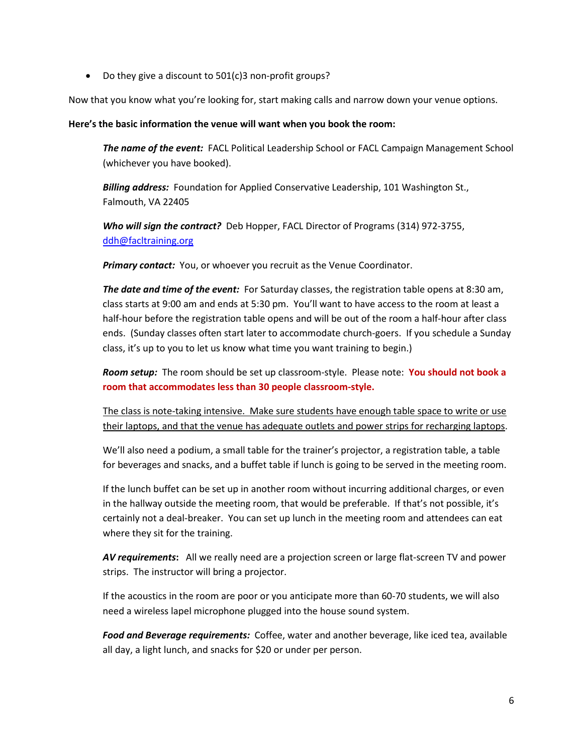- Do they give a discount to 501(c)3 non-profit groups?

Now that you know what you're looking for, start making calls and narrow down your venue options.

**Here's the basic information the venue will want when you book the room:**

***The name of the event:*** FACL Political Leadership School or FACL Campaign Management School (whichever you have booked).

***Billing address:*** Foundation for Applied Conservative Leadership, 101 Washington St., Falmouth, VA 22405

***Who will sign the contract?*** Deb Hopper, FACL Director of Programs (314) 972-3755, ddh@facltraining.org

***Primary contact:*** You, or whoever you recruit as the Venue Coordinator.

***The date and time of the event:*** For Saturday classes, the registration table opens at 8:30 am, class starts at 9:00 am and ends at 5:30 pm. You'll want to have access to the room at least a half-hour before the registration table opens and will be out of the room a half-hour after class ends. (Sunday classes often start later to accommodate church-goers. If you schedule a Sunday class, it's up to you to let us know what time you want training to begin.)

***Room setup:*** The room should be set up classroom-style. Please note: **You should not book a room that accommodates less than 30 people classroom-style.**

<u>The class is note-taking intensive. Make sure students have enough table space to write or use their laptops, and that the venue has adequate outlets and power strips for recharging laptops</u>.

We'll also need a podium, a small table for the trainer's projector, a registration table, a table for beverages and snacks, and a buffet table if lunch is going to be served in the meeting room.

If the lunch buffet can be set up in another room without incurring additional charges, or even in the hallway outside the meeting room, that would be preferable. If that's not possible, it's certainly not a deal-breaker. You can set up lunch in the meeting room and attendees can eat where they sit for the training.

***AV requirements*****:** All we really need are a projection screen or large flat-screen TV and power strips. The instructor will bring a projector.

If the acoustics in the room are poor or you anticipate more than 60-70 students, we will also need a wireless lapel microphone plugged into the house sound system.

***Food and Beverage requirements:*** Coffee, water and another beverage, like iced tea, available all day, a light lunch, and snacks for $20 or under per person.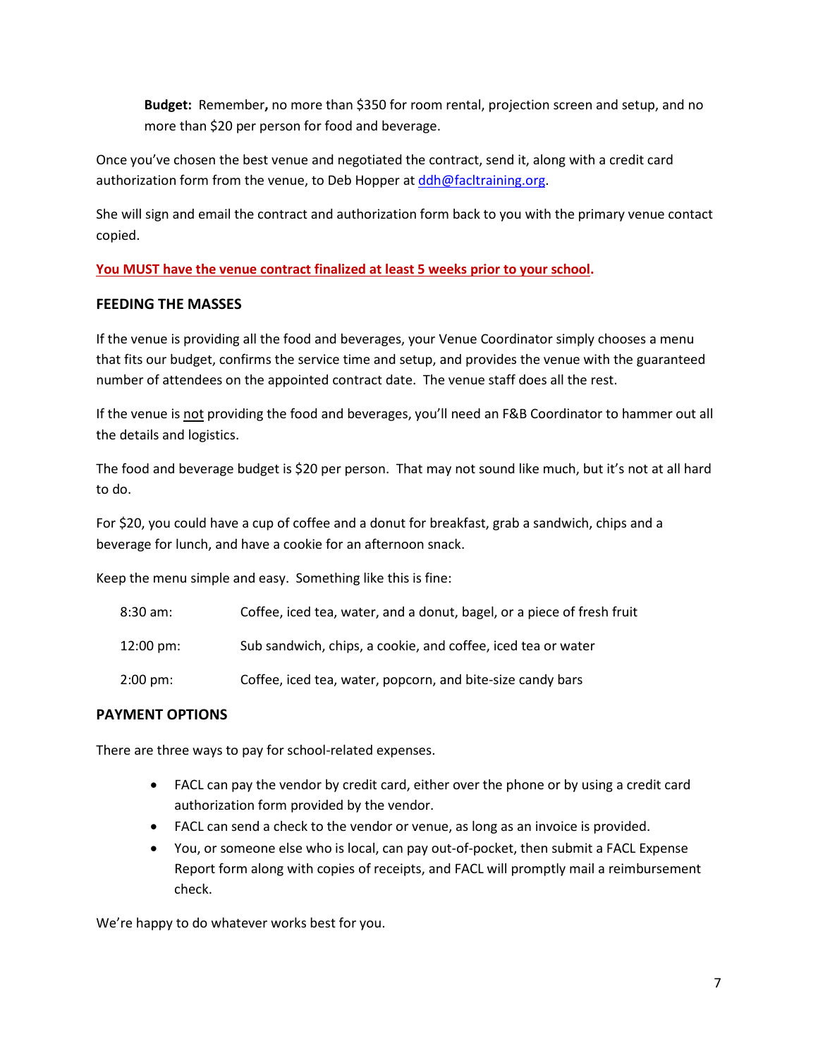**Budget:** Remember**,** no more than $350 for room rental, projection screen and setup, and no more than $20 per person for food and beverage.

Once you've chosen the best venue and negotiated the contract, send it, along with a credit card authorization form from the venue, to Deb Hopper at ddh@facltraining.org.

She will sign and email the contract and authorization form back to you with the primary venue contact copied.

**You MUST have the venue contract finalized at least 5 weeks prior to your school.**

## FEEDING THE MASSES

If the venue is providing all the food and beverages, your Venue Coordinator simply chooses a menu that fits our budget, confirms the service time and setup, and provides the venue with the guaranteed number of attendees on the appointed contract date. The venue staff does all the rest.

If the venue is not providing the food and beverages, you'll need an F&B Coordinator to hammer out all the details and logistics.

The food and beverage budget is $20 per person. That may not sound like much, but it's not at all hard to do.

For $20, you could have a cup of coffee and a donut for breakfast, grab a sandwich, chips and a beverage for lunch, and have a cookie for an afternoon snack.

Keep the menu simple and easy. Something like this is fine:

| | |
|---|---|
| 8:30 am: | Coffee, iced tea, water, and a donut, bagel, or a piece of fresh fruit |
| 12:00 pm: | Sub sandwich, chips, a cookie, and coffee, iced tea or water |
| 2:00 pm: | Coffee, iced tea, water, popcorn, and bite-size candy bars |

## PAYMENT OPTIONS

There are three ways to pay for school-related expenses.

- FACL can pay the vendor by credit card, either over the phone or by using a credit card authorization form provided by the vendor.
- FACL can send a check to the vendor or venue, as long as an invoice is provided.
- You, or someone else who is local, can pay out-of-pocket, then submit a FACL Expense Report form along with copies of receipts, and FACL will promptly mail a reimbursement check.

We're happy to do whatever works best for you.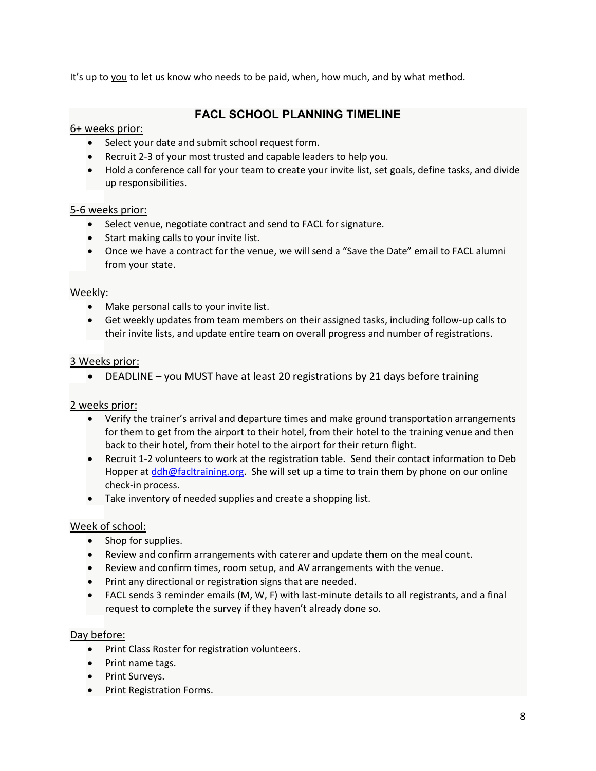It's up to <u>you</u> to let us know who needs to be paid, when, how much, and by what method.

## FACL SCHOOL PLANNING TIMELINE

<u>6+ weeks prior:</u>

- Select your date and submit school request form.
- Recruit 2-3 of your most trusted and capable leaders to help you.
- Hold a conference call for your team to create your invite list, set goals, define tasks, and divide up responsibilities.

<u>5-6 weeks prior:</u>

- Select venue, negotiate contract and send to FACL for signature.
- Start making calls to your invite list.
- Once we have a contract for the venue, we will send a "Save the Date" email to FACL alumni from your state.

<u>Weekly</u>:

- Make personal calls to your invite list.
- Get weekly updates from team members on their assigned tasks, including follow-up calls to their invite lists, and update entire team on overall progress and number of registrations.

<u>3 Weeks prior:</u>

- DEADLINE – you MUST have at least 20 registrations by 21 days before training

<u>2 weeks prior:</u>

- Verify the trainer's arrival and departure times and make ground transportation arrangements for them to get from the airport to their hotel, from their hotel to the training venue and then back to their hotel, from their hotel to the airport for their return flight.
- Recruit 1-2 volunteers to work at the registration table. Send their contact information to Deb Hopper at ddh@facltraining.org. She will set up a time to train them by phone on our online check-in process.
- Take inventory of needed supplies and create a shopping list.

<u>Week of school:</u>

- Shop for supplies.
- Review and confirm arrangements with caterer and update them on the meal count.
- Review and confirm times, room setup, and AV arrangements with the venue.
- Print any directional or registration signs that are needed.
- FACL sends 3 reminder emails (M, W, F) with last-minute details to all registrants, and a final request to complete the survey if they haven't already done so.

<u>Day before:</u>

- Print Class Roster for registration volunteers.
- Print name tags.
- Print Surveys.
- Print Registration Forms.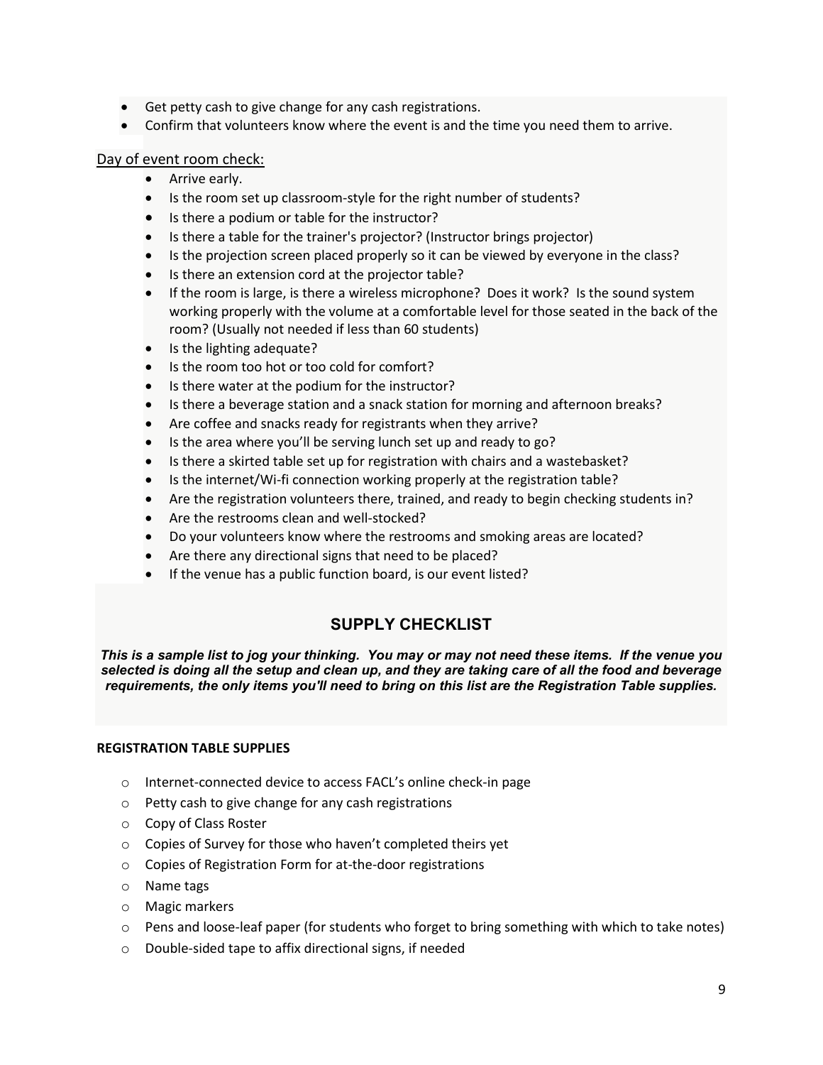- Get petty cash to give change for any cash registrations.
- Confirm that volunteers know where the event is and the time you need them to arrive.

<u>Day of event room check:</u>

- Arrive early.
- Is the room set up classroom-style for the right number of students?
- Is there a podium or table for the instructor?
- Is there a table for the trainer's projector? (Instructor brings projector)
- Is the projection screen placed properly so it can be viewed by everyone in the class?
- Is there an extension cord at the projector table?
- If the room is large, is there a wireless microphone? Does it work? Is the sound system working properly with the volume at a comfortable level for those seated in the back of the room? (Usually not needed if less than 60 students)
- Is the lighting adequate?
- Is the room too hot or too cold for comfort?
- Is there water at the podium for the instructor?
- Is there a beverage station and a snack station for morning and afternoon breaks?
- Are coffee and snacks ready for registrants when they arrive?
- Is the area where you'll be serving lunch set up and ready to go?
- Is there a skirted table set up for registration with chairs and a wastebasket?
- Is the internet/Wi-fi connection working properly at the registration table?
- Are the registration volunteers there, trained, and ready to begin checking students in?
- Are the restrooms clean and well-stocked?
- Do your volunteers know where the restrooms and smoking areas are located?
- Are there any directional signs that need to be placed?
- If the venue has a public function board, is our event listed?

## SUPPLY CHECKLIST

***This is a sample list to jog your thinking. You may or may not need these items. If the venue you selected is doing all the setup and clean up, and they are taking care of all the food and beverage requirements, the only items you'll need to bring on this list are the Registration Table supplies.***

**REGISTRATION TABLE SUPPLIES**

- Internet-connected device to access FACL's online check-in page
- Petty cash to give change for any cash registrations
- Copy of Class Roster
- Copies of Survey for those who haven't completed theirs yet
- Copies of Registration Form for at-the-door registrations
- Name tags
- Magic markers
- Pens and loose-leaf paper (for students who forget to bring something with which to take notes)
- Double-sided tape to affix directional signs, if needed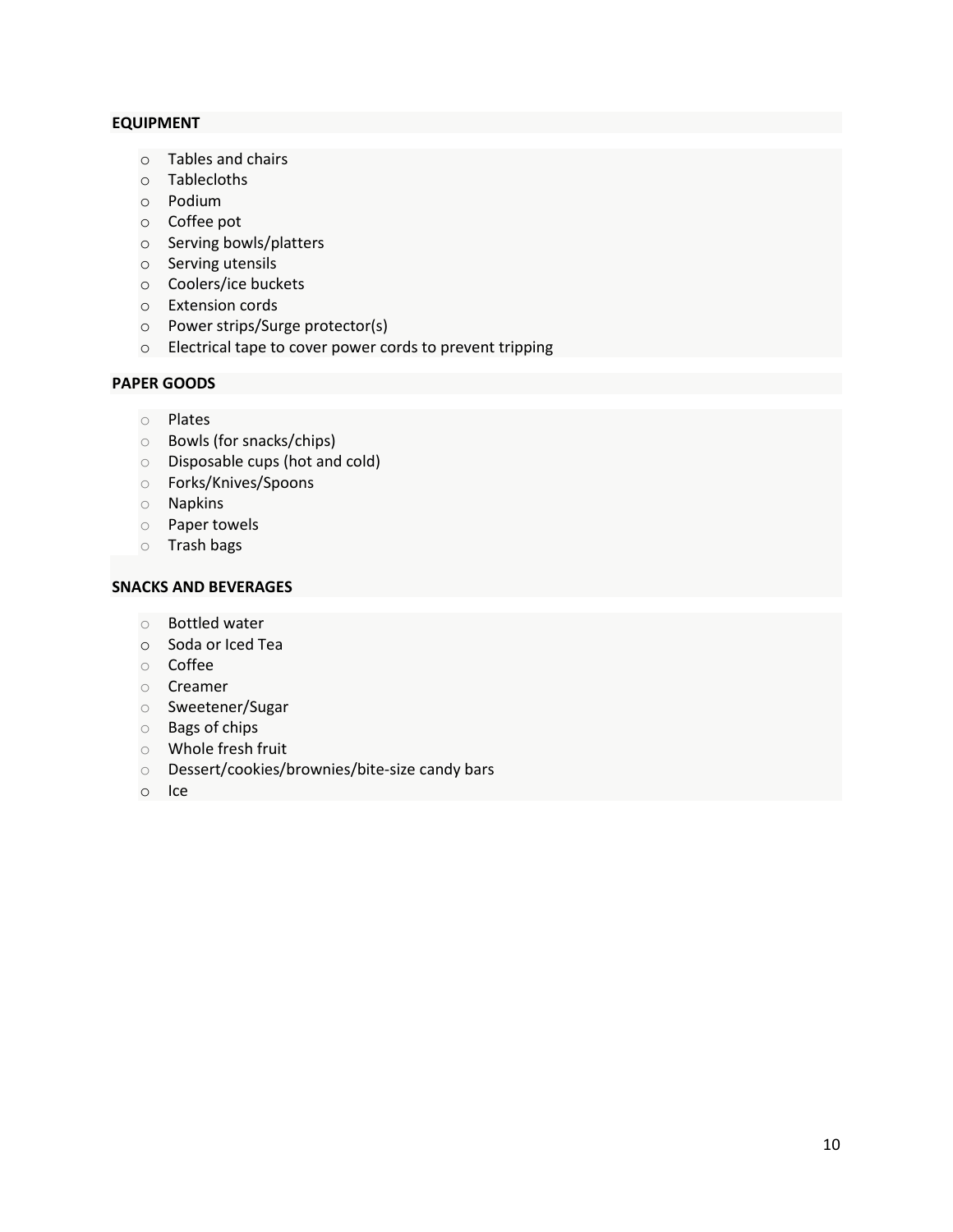**EQUIPMENT**

- Tables and chairs
- Tablecloths
- Podium
- Coffee pot
- Serving bowls/platters
- Serving utensils
- Coolers/ice buckets
- Extension cords
- Power strips/Surge protector(s)
- Electrical tape to cover power cords to prevent tripping

**PAPER GOODS**

- Plates
- Bowls (for snacks/chips)
- Disposable cups (hot and cold)
- Forks/Knives/Spoons
- Napkins
- Paper towels
- Trash bags

**SNACKS AND BEVERAGES**

- Bottled water
- Soda or Iced Tea
- Coffee
- Creamer
- Sweetener/Sugar
- Bags of chips
- Whole fresh fruit
- Dessert/cookies/brownies/bite-size candy bars
- Ice